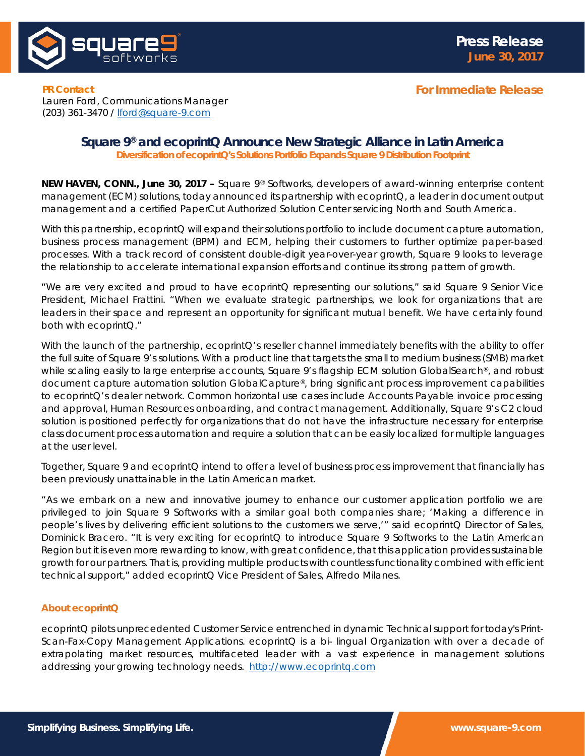**Press Release**
**June 30, 2017**

**PR Contact**
Lauren Ford, Communications Manager
(203) 361-3470 / lford@square-9.com

**For Immediate Release**

# Square 9® and ecoprintQ Announce New Strategic Alliance in Latin America

**Diversification of ecoprintQ's Solutions Portfolio Expands Square 9 Distribution Footprint**

**NEW HAVEN, CONN., June 30, 2017 –** Square 9® Softworks, developers of award-winning enterprise content management (ECM) solutions, today announced its partnership with ecoprintQ, a leader in document output management and a certified PaperCut Authorized Solution Center servicing North and South America.

With this partnership, ecoprintQ will expand their solutions portfolio to include document capture automation, business process management (BPM) and ECM, helping their customers to further optimize paper-based processes. With a track record of consistent double-digit year-over-year growth, Square 9 looks to leverage the relationship to accelerate international expansion efforts and continue its strong pattern of growth.

"We are very excited and proud to have ecoprintQ representing our solutions," said Square 9 Senior Vice President, Michael Frattini. "When we evaluate strategic partnerships, we look for organizations that are leaders in their space and represent an opportunity for significant mutual benefit. We have certainly found both with ecoprintQ."

With the launch of the partnership, ecoprintQ's reseller channel immediately benefits with the ability to offer the full suite of Square 9's solutions. With a product line that targets the small to medium business (SMB) market while scaling easily to large enterprise accounts, Square 9's flagship ECM solution GlobalSearch®, and robust document capture automation solution GlobalCapture®, bring significant process improvement capabilities to ecoprintQ's dealer network. Common horizontal use cases include Accounts Payable invoice processing and approval, Human Resources onboarding, and contract management. Additionally, Square 9's C2 cloud solution is positioned perfectly for organizations that do not have the infrastructure necessary for enterprise class document process automation and require a solution that can be easily localized for multiple languages at the user level.

Together, Square 9 and ecoprintQ intend to offer a level of business process improvement that financially has been previously unattainable in the Latin American market.

"As we embark on a new and innovative journey to enhance our customer application portfolio we are privileged to join Square 9 Softworks with a similar goal both companies share; 'Making a difference in people's lives by delivering efficient solutions to the customers we serve,'" said ecoprintQ Director of Sales, Dominick Bracero. "It is very exciting for ecoprintQ to introduce Square 9 Softworks to the Latin American Region but it is even more rewarding to know, with great confidence, that this application provides sustainable growth for our partners. That is, providing multiple products with countless functionality combined with efficient technical support," added ecoprintQ Vice President of Sales, Alfredo Milanes.

## About ecoprintQ

ecoprintQ pilots unprecedented Customer Service entrenched in dynamic Technical support for today's Print-Scan-Fax-Copy Management Applications. ecoprintQ is a bi- lingual Organization with over a decade of extrapolating market resources, multifaceted leader with a vast experience in management solutions addressing your growing technology needs. http://www.ecoprintq.com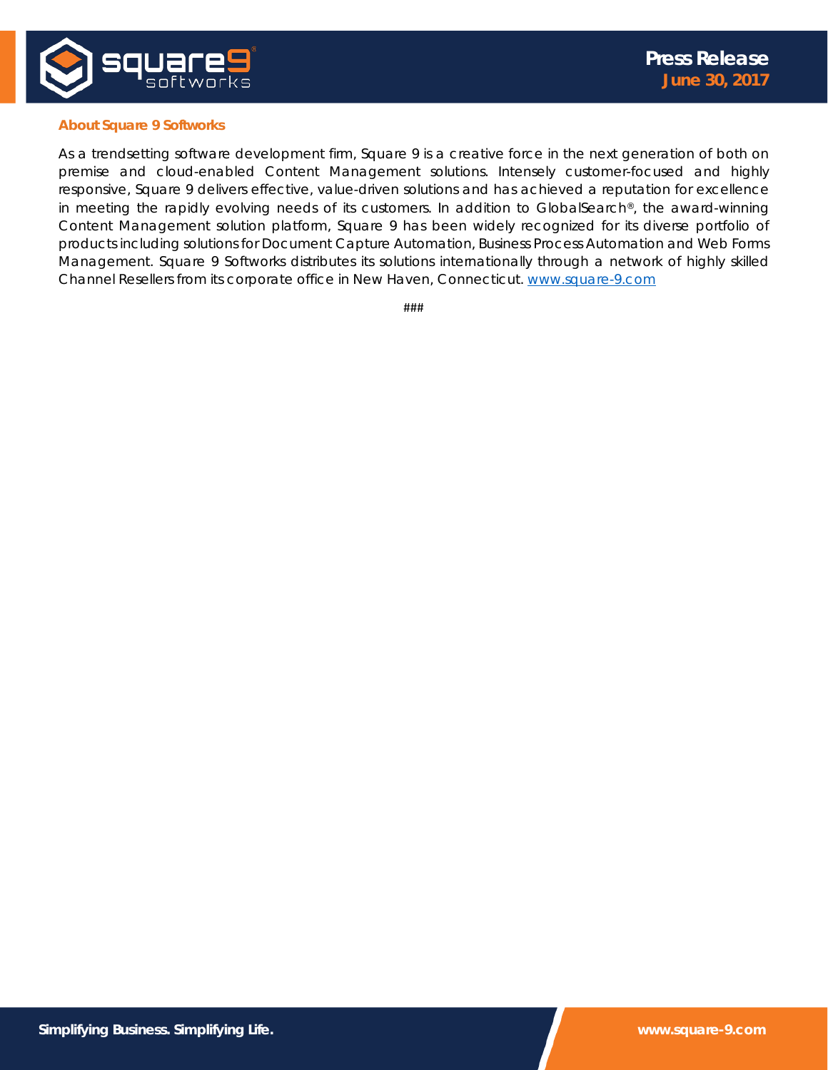## About Square 9 Softworks

As a trendsetting software development firm, Square 9 is a creative force in the next generation of both on premise and cloud-enabled Content Management solutions. Intensely customer-focused and highly responsive, Square 9 delivers effective, value-driven solutions and has achieved a reputation for excellence in meeting the rapidly evolving needs of its customers. In addition to GlobalSearch®, the award-winning Content Management solution platform, Square 9 has been widely recognized for its diverse portfolio of products including solutions for Document Capture Automation, Business Process Automation and Web Forms Management. Square 9 Softworks distributes its solutions internationally through a network of highly skilled Channel Resellers from its corporate office in New Haven, Connecticut. www.square-9.com

###